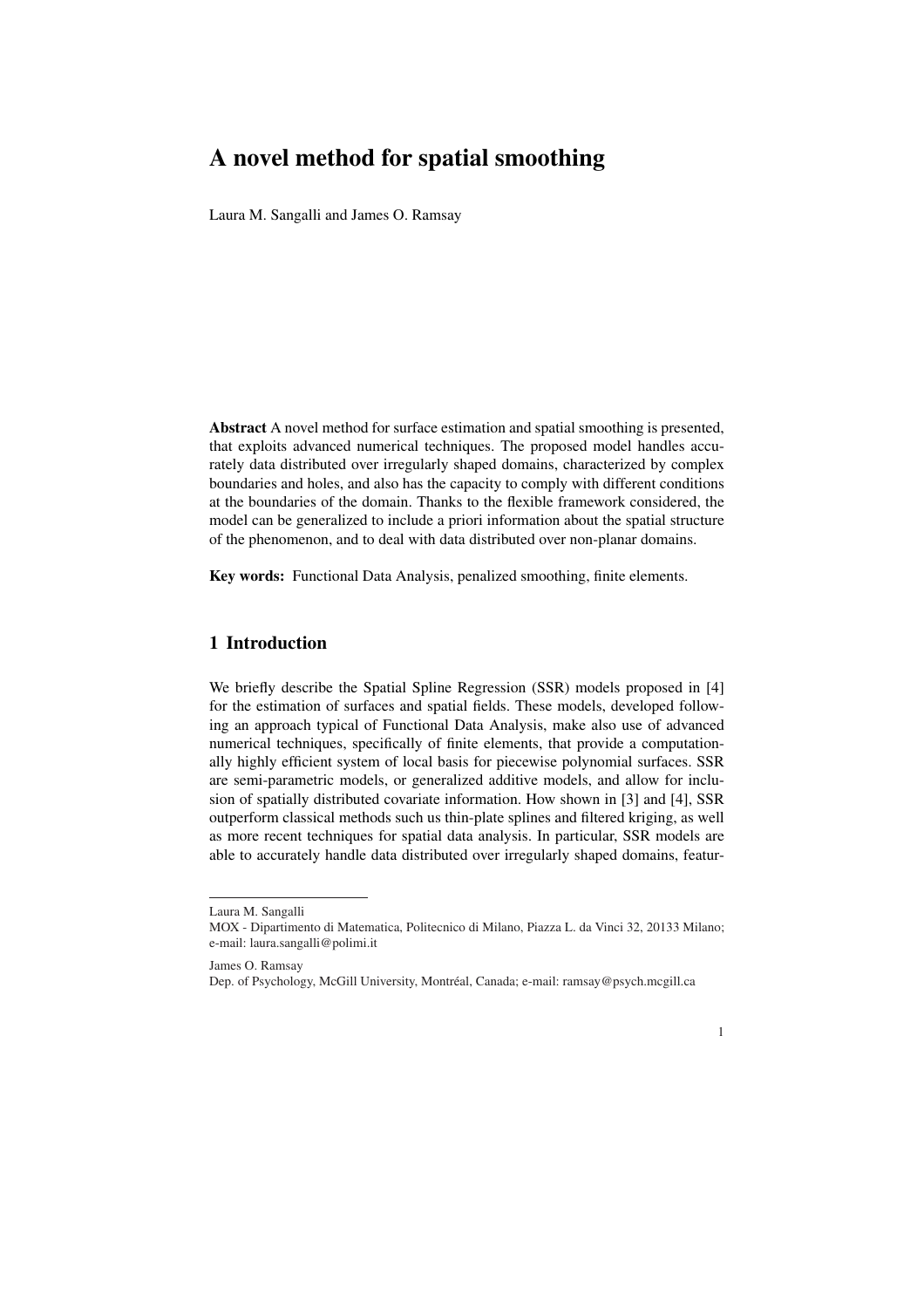# A novel method for spatial smoothing

Laura M. Sangalli and James O. Ramsay

**Abstract** A novel method for surface estimation and spatial smoothing is presented, that exploits advanced numerical techniques. The proposed model handles accurately data distributed over irregularly shaped domains, characterized by complex boundaries and holes, and also has the capacity to comply with different conditions at the boundaries of the domain. Thanks to the flexible framework considered, the model can be generalized to include a priori information about the spatial structure of the phenomenon, and to deal with data distributed over non-planar domains.

**Key words:** Functional Data Analysis, penalized smoothing, finite elements.

## 1 Introduction

We briefly describe the Spatial Spline Regression (SSR) models proposed in [4] for the estimation of surfaces and spatial fields. These models, developed following an approach typical of Functional Data Analysis, make also use of advanced numerical techniques, specifically of finite elements, that provide a computationally highly efficient system of local basis for piecewise polynomial surfaces. SSR are semi-parametric models, or generalized additive models, and allow for inclusion of spatially distributed covariate information. How shown in [3] and [4], SSR outperform classical methods such us thin-plate splines and filtered kriging, as well as more recent techniques for spatial data analysis. In particular, SSR models are able to accurately handle data distributed over irregularly shaped domains, featur-

---

Laura M. Sangalli
MOX - Dipartimento di Matematica, Politecnico di Milano, Piazza L. da Vinci 32, 20133 Milano; e-mail: laura.sangalli@polimi.it

James O. Ramsay
Dep. of Psychology, McGill University, Montréal, Canada; e-mail: ramsay@psych.mcgill.ca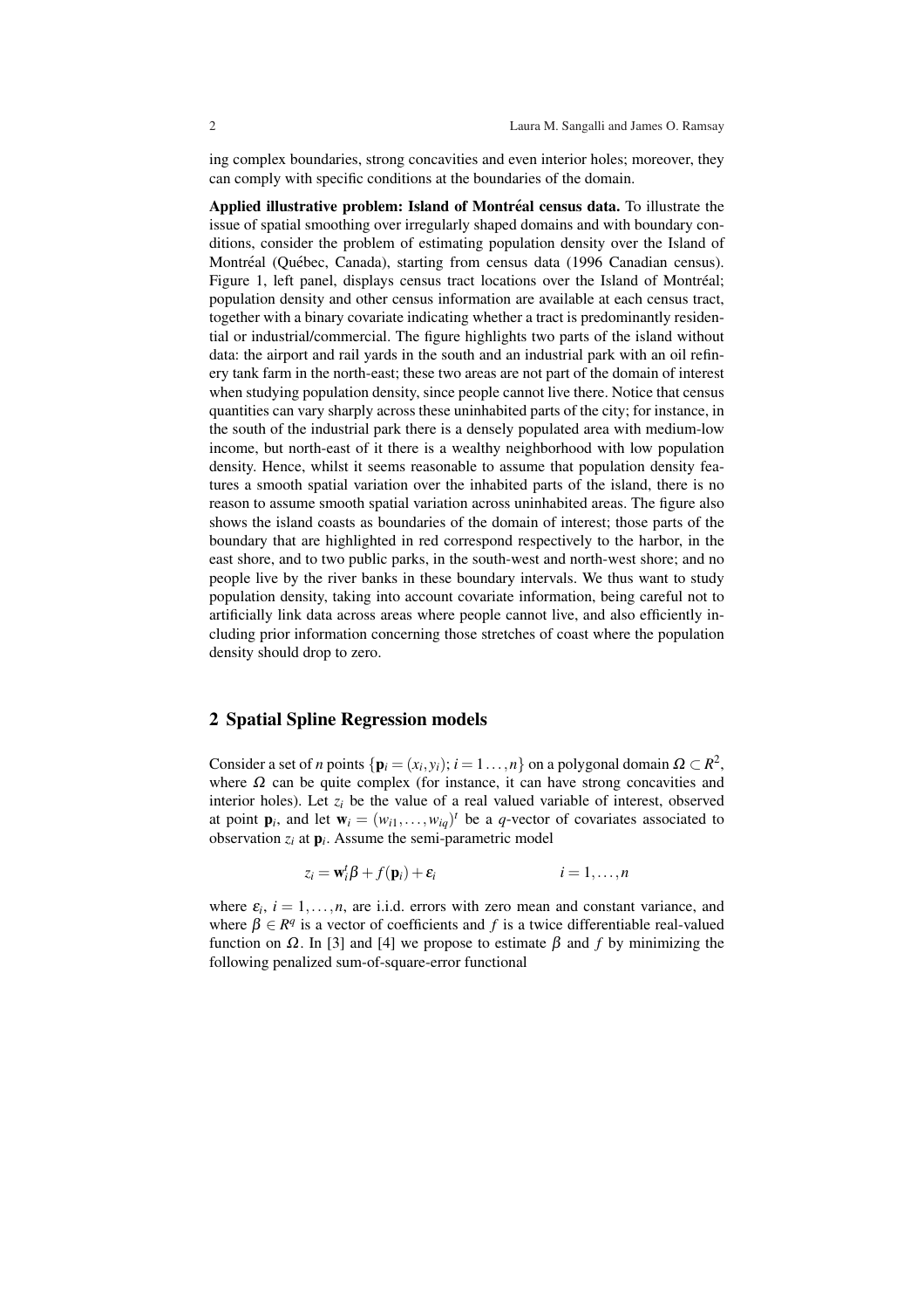ing complex boundaries, strong concavities and even interior holes; moreover, they can comply with specific conditions at the boundaries of the domain.

**Applied illustrative problem: Island of Montréal census data.** To illustrate the issue of spatial smoothing over irregularly shaped domains and with boundary conditions, consider the problem of estimating population density over the Island of Montréal (Québec, Canada), starting from census data (1996 Canadian census). Figure 1, left panel, displays census tract locations over the Island of Montréal; population density and other census information are available at each census tract, together with a binary covariate indicating whether a tract is predominantly residential or industrial/commercial. The figure highlights two parts of the island without data: the airport and rail yards in the south and an industrial park with an oil refinery tank farm in the north-east; these two areas are not part of the domain of interest when studying population density, since people cannot live there. Notice that census quantities can vary sharply across these uninhabited parts of the city; for instance, in the south of the industrial park there is a densely populated area with medium-low income, but north-east of it there is a wealthy neighborhood with low population density. Hence, whilst it seems reasonable to assume that population density features a smooth spatial variation over the inhabited parts of the island, there is no reason to assume smooth spatial variation across uninhabited areas. The figure also shows the island coasts as boundaries of the domain of interest; those parts of the boundary that are highlighted in red correspond respectively to the harbor, in the east shore, and to two public parks, in the south-west and north-west shore; and no people live by the river banks in these boundary intervals. We thus want to study population density, taking into account covariate information, being careful not to artificially link data across areas where people cannot live, and also efficiently including prior information concerning those stretches of coast where the population density should drop to zero.

## 2 Spatial Spline Regression models

Consider a set of $n$ points $\{\mathbf{p}_i = (x_i, y_i); i = 1 \ldots, n\}$ on a polygonal domain $\Omega \subset R^2$, where $\Omega$ can be quite complex (for instance, it can have strong concavities and interior holes). Let $z_i$ be the value of a real valued variable of interest, observed at point $\mathbf{p}_i$, and let $\mathbf{w}_i = (w_{i1}, \ldots, w_{iq})^t$ be a $q$-vector of covariates associated to observation $z_i$ at $\mathbf{p}_i$. Assume the semi-parametric model

$$z_i = \mathbf{w}_i^t \beta + f(\mathbf{p}_i) + \varepsilon_i \qquad\qquad i = 1, \ldots, n$$

where $\varepsilon_i$, $i = 1, \ldots, n$, are i.i.d. errors with zero mean and constant variance, and where $\beta \in R^q$ is a vector of coefficients and $f$ is a twice differentiable real-valued function on $\Omega$. In [3] and [4] we propose to estimate $\beta$ and $f$ by minimizing the following penalized sum-of-square-error functional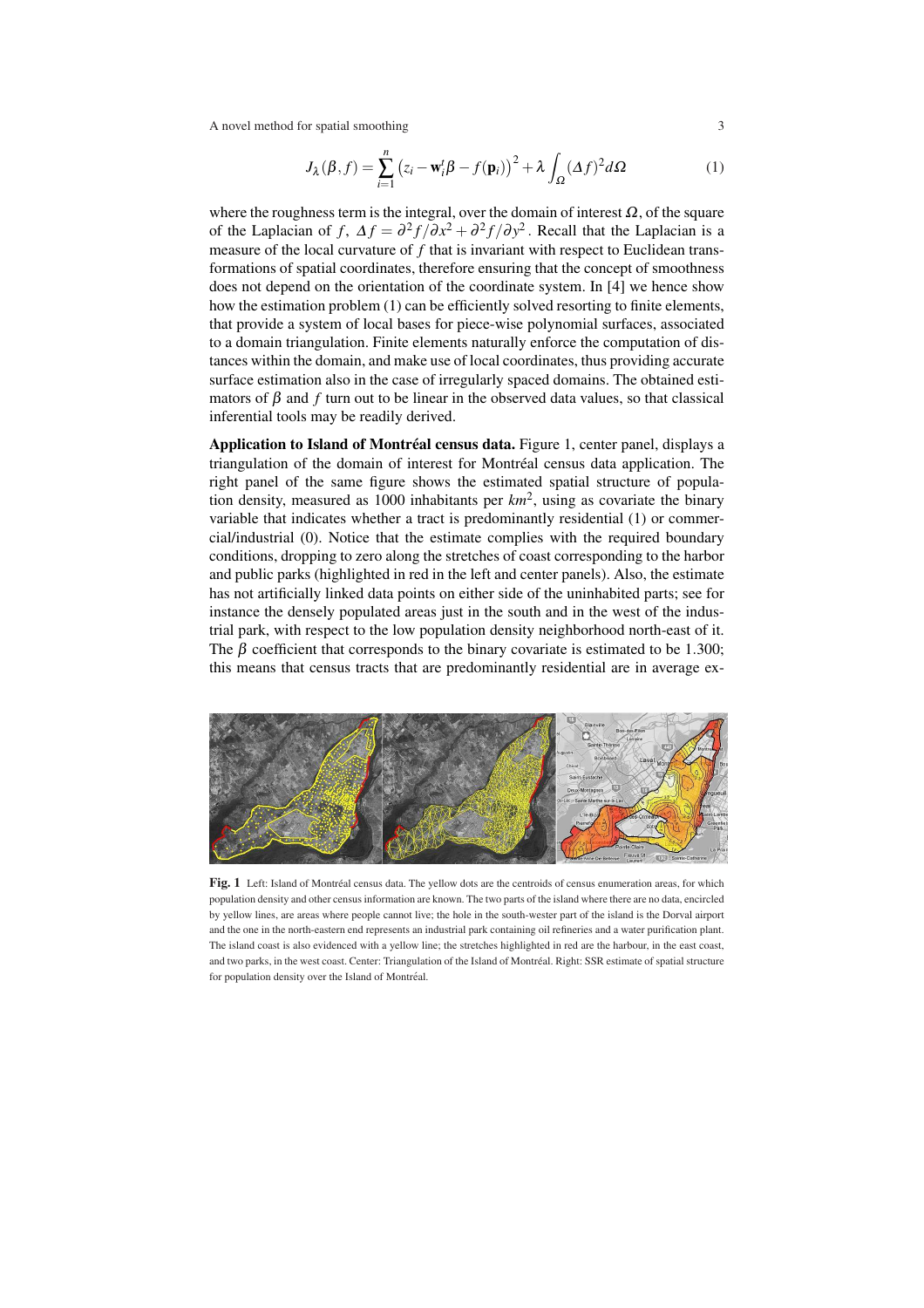$$J_\lambda(\beta, f) = \sum_{i=1}^{n} \left(z_i - \mathbf{w}_i^t \beta - f(\mathbf{p}_i)\right)^2 + \lambda \int_\Omega (\Delta f)^2 d\Omega \tag{1}$$

where the roughness term is the integral, over the domain of interest $\Omega$, of the square of the Laplacian of $f$, $\Delta f = \partial^2 f / \partial x^2 + \partial^2 f / \partial y^2$. Recall that the Laplacian is a measure of the local curvature of $f$ that is invariant with respect to Euclidean transformations of spatial coordinates, therefore ensuring that the concept of smoothness does not depend on the orientation of the coordinate system. In [4] we hence show how the estimation problem (1) can be efficiently solved resorting to finite elements, that provide a system of local bases for piece-wise polynomial surfaces, associated to a domain triangulation. Finite elements naturally enforce the computation of distances within the domain, and make use of local coordinates, thus providing accurate surface estimation also in the case of irregularly spaced domains. The obtained estimators of $\beta$ and $f$ turn out to be linear in the observed data values, so that classical inferential tools may be readily derived.

**Application to Island of Montréal census data.** Figure 1, center panel, displays a triangulation of the domain of interest for Montréal census data application. The right panel of the same figure shows the estimated spatial structure of population density, measured as 1000 inhabitants per $km^2$, using as covariate the binary variable that indicates whether a tract is predominantly residential (1) or commercial/industrial (0). Notice that the estimate complies with the required boundary conditions, dropping to zero along the stretches of coast corresponding to the harbor and public parks (highlighted in red in the left and center panels). Also, the estimate has not artificially linked data points on either side of the uninhabited parts; see for instance the densely populated areas just in the south and in the west of the industrial park, with respect to the low population density neighborhood north-east of it. The $\beta$ coefficient that corresponds to the binary covariate is estimated to be 1.300; this means that census tracts that are predominantly residential are in average ex-

**Fig. 1** Left: Island of Montréal census data. The yellow dots are the centroids of census enumeration areas, for which population density and other census information are known. The two parts of the island where there are no data, encircled by yellow lines, are areas where people cannot live; the hole in the south-wester part of the island is the Dorval airport and the one in the north-eastern end represents an industrial park containing oil refineries and a water purification plant. The island coast is also evidenced with a yellow line; the stretches highlighted in red are the harbour, in the east coast, and two parks, in the west coast. Center: Triangulation of the Island of Montréal. Right: SSR estimate of spatial structure for population density over the Island of Montréal.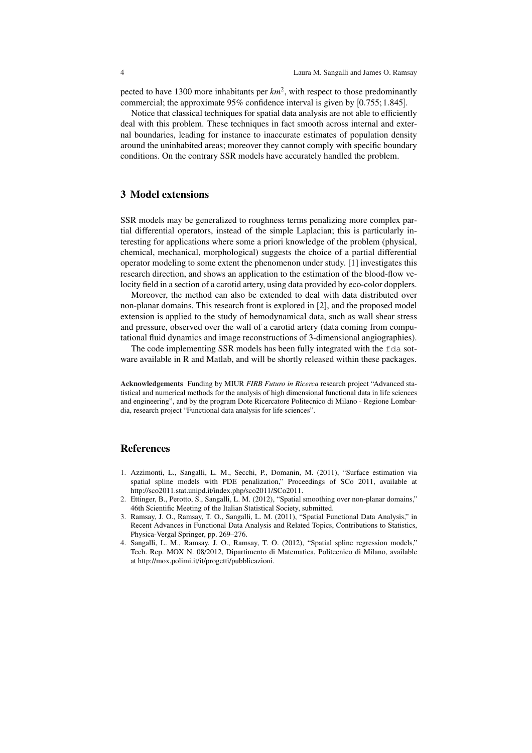pected to have 1300 more inhabitants per $km^2$, with respect to those predominantly commercial; the approximate 95% confidence interval is given by $[0.755; 1.845]$.

Notice that classical techniques for spatial data analysis are not able to efficiently deal with this problem. These techniques in fact smooth across internal and external boundaries, leading for instance to inaccurate estimates of population density around the uninhabited areas; moreover they cannot comply with specific boundary conditions. On the contrary SSR models have accurately handled the problem.

## 3 Model extensions

SSR models may be generalized to roughness terms penalizing more complex partial differential operators, instead of the simple Laplacian; this is particularly interesting for applications where some a priori knowledge of the problem (physical, chemical, mechanical, morphological) suggests the choice of a partial differential operator modeling to some extent the phenomenon under study. [1] investigates this research direction, and shows an application to the estimation of the blood-flow velocity field in a section of a carotid artery, using data provided by eco-color dopplers.

Moreover, the method can also be extended to deal with data distributed over non-planar domains. This research front is explored in [2], and the proposed model extension is applied to the study of hemodynamical data, such as wall shear stress and pressure, observed over the wall of a carotid artery (data coming from computational fluid dynamics and image reconstructions of 3-dimensional angiographies).

The code implementing SSR models has been fully integrated with the `fda` sotware available in R and Matlab, and will be shortly released within these packages.

**Acknowledgements** Funding by MIUR *FIRB Futuro in Ricerca* research project "Advanced statistical and numerical methods for the analysis of high dimensional functional data in life sciences and engineering", and by the program Dote Ricercatore Politecnico di Milano - Regione Lombardia, research project "Functional data analysis for life sciences".

## References

1. Azzimonti, L., Sangalli, L. M., Secchi, P., Domanin, M. (2011), "Surface estimation via spatial spline models with PDE penalization," Proceedings of SCo 2011, available at http://sco2011.stat.unipd.it/index.php/sco2011/SCo2011.
2. Ettinger, B., Perotto, S., Sangalli, L. M. (2012), "Spatial smoothing over non-planar domains," 46th Scientific Meeting of the Italian Statistical Society, submitted.
3. Ramsay, J. O., Ramsay, T. O., Sangalli, L. M. (2011), "Spatial Functional Data Analysis," in Recent Advances in Functional Data Analysis and Related Topics, Contributions to Statistics, Physica-Vergal Springer, pp. 269–276.
4. Sangalli, L. M., Ramsay, J. O., Ramsay, T. O. (2012), "Spatial spline regression models," Tech. Rep. MOX N. 08/2012, Dipartimento di Matematica, Politecnico di Milano, available at http://mox.polimi.it/it/progetti/pubblicazioni.